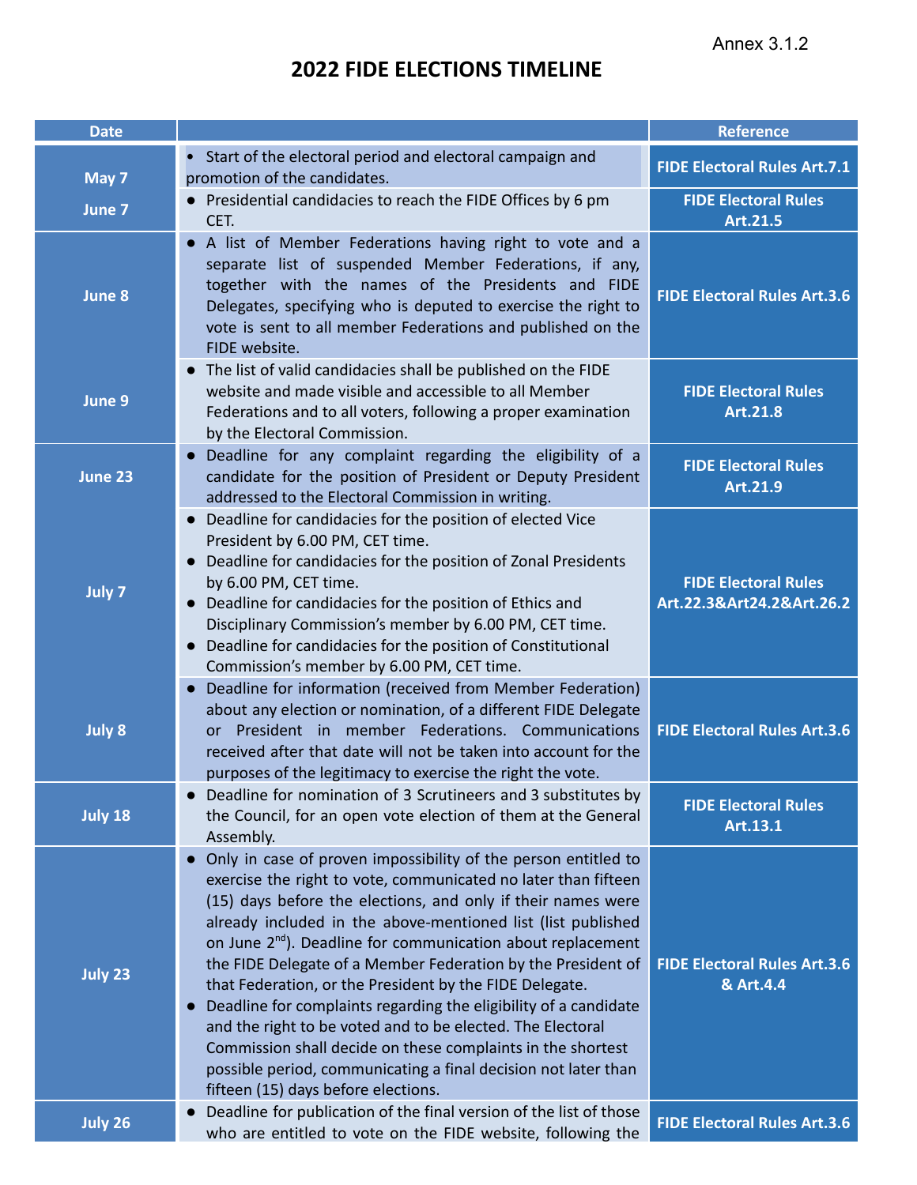Annex 3.1.2

# 2022 FIDE ELECTIONS TIMELINE

| Date | | Reference |
|---|---|---|
| May 7 | • Start of the electoral period and electoral campaign and promotion of the candidates. | FIDE Electoral Rules Art.7.1 |
| June 7 | • Presidential candidacies to reach the FIDE Offices by 6 pm CET. | FIDE Electoral Rules Art.21.5 |
| June 8 | • A list of Member Federations having right to vote and a separate list of suspended Member Federations, if any, together with the names of the Presidents and FIDE Delegates, specifying who is deputed to exercise the right to vote is sent to all member Federations and published on the FIDE website. | FIDE Electoral Rules Art.3.6 |
| June 9 | • The list of valid candidacies shall be published on the FIDE website and made visible and accessible to all Member Federations and to all voters, following a proper examination by the Electoral Commission. | FIDE Electoral Rules Art.21.8 |
| June 23 | • Deadline for any complaint regarding the eligibility of a candidate for the position of President or Deputy President addressed to the Electoral Commission in writing. | FIDE Electoral Rules Art.21.9 |
| July 7 | • Deadline for candidacies for the position of elected Vice President by 6.00 PM, CET time.<br>• Deadline for candidacies for the position of Zonal Presidents by 6.00 PM, CET time.<br>• Deadline for candidacies for the position of Ethics and Disciplinary Commission's member by 6.00 PM, CET time.<br>• Deadline for candidacies for the position of Constitutional Commission's member by 6.00 PM, CET time. | FIDE Electoral Rules Art.22.3&Art24.2&Art.26.2 |
| July 8 | • Deadline for information (received from Member Federation) about any election or nomination, of a different FIDE Delegate or President in member Federations. Communications received after that date will not be taken into account for the purposes of the legitimacy to exercise the right the vote. | FIDE Electoral Rules Art.3.6 |
| July 18 | • Deadline for nomination of 3 Scrutineers and 3 substitutes by the Council, for an open vote election of them at the General Assembly. | FIDE Electoral Rules Art.13.1 |
| July 23 | • Only in case of proven impossibility of the person entitled to exercise the right to vote, communicated no later than fifteen (15) days before the elections, and only if their names were already included in the above-mentioned list (list published on June 2nd). Deadline for communication about replacement the FIDE Delegate of a Member Federation by the President of that Federation, or the President by the FIDE Delegate.<br>• Deadline for complaints regarding the eligibility of a candidate and the right to be voted and to be elected. The Electoral Commission shall decide on these complaints in the shortest possible period, communicating a final decision not later than fifteen (15) days before elections. | FIDE Electoral Rules Art.3.6 & Art.4.4 |
| July 26 | • Deadline for publication of the final version of the list of those who are entitled to vote on the FIDE website, following the | FIDE Electoral Rules Art.3.6 |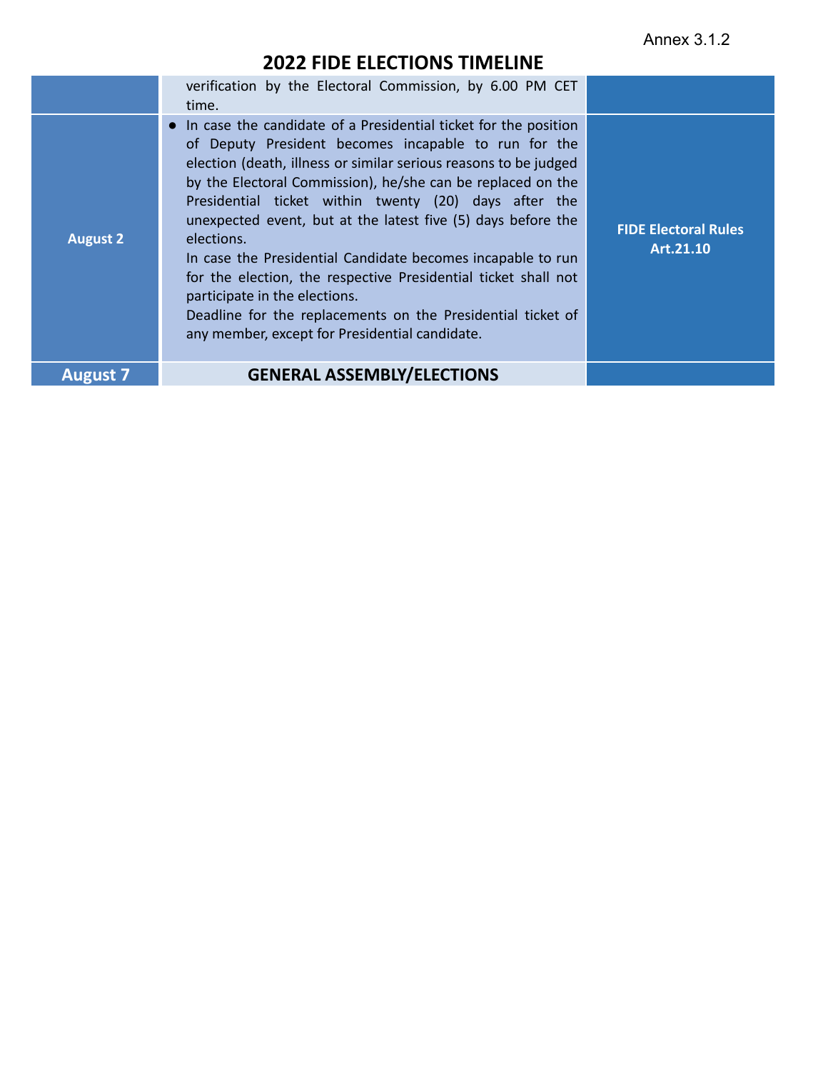Annex 3.1.2

# 2022 FIDE ELECTIONS TIMELINE

| | | |
|---|---|---|
| | verification by the Electoral Commission, by 6.00 PM CET time. | |
| **August 2** | ● In case the candidate of a Presidential ticket for the position of Deputy President becomes incapable to run for the election (death, illness or similar serious reasons to be judged by the Electoral Commission), he/she can be replaced on the Presidential ticket within twenty (20) days after the unexpected event, but at the latest five (5) days before the elections.<br>In case the Presidential Candidate becomes incapable to run for the election, the respective Presidential ticket shall not participate in the elections.<br>Deadline for the replacements on the Presidential ticket of any member, except for Presidential candidate. | **FIDE Electoral Rules Art.21.10** |
| **August 7** | **GENERAL ASSEMBLY/ELECTIONS** | |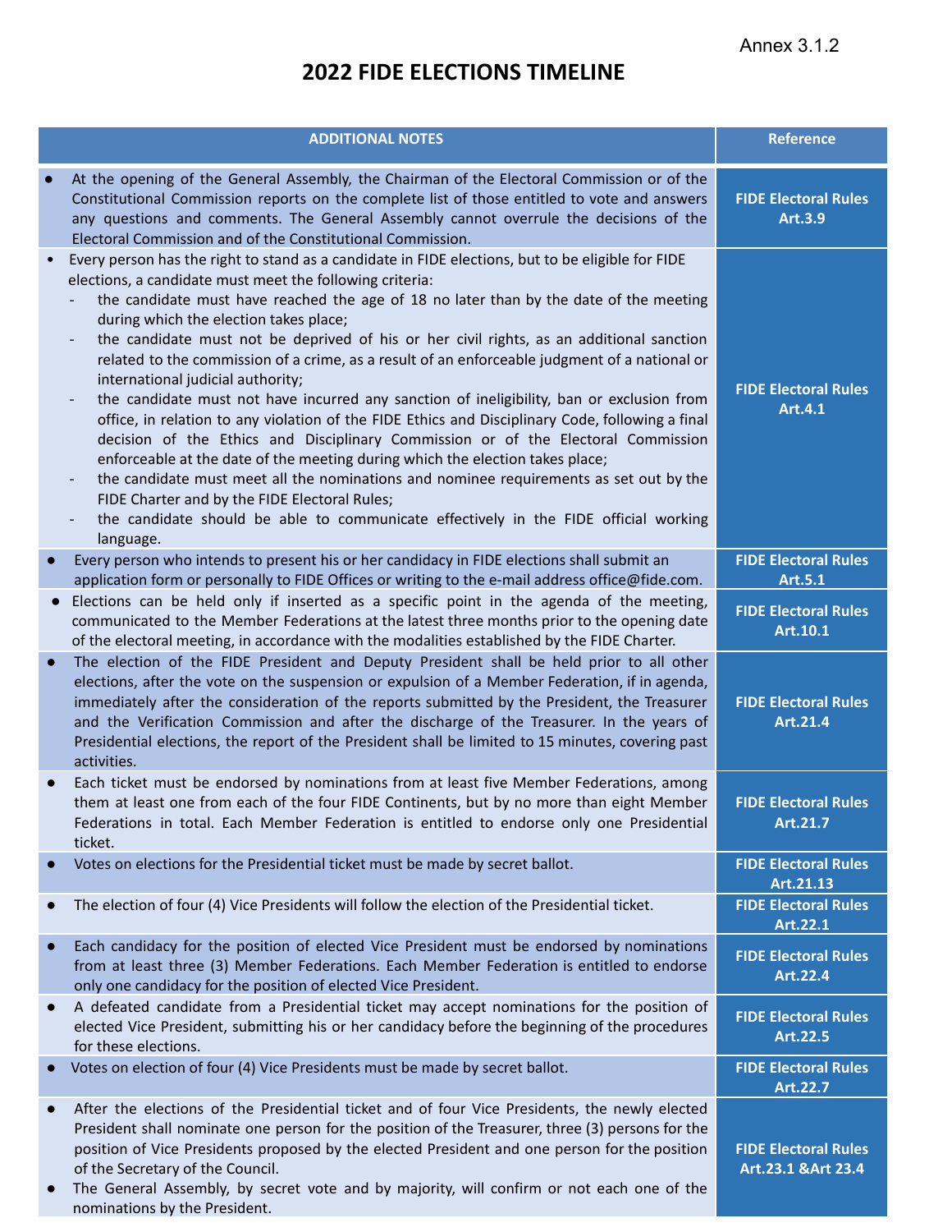Annex 3.1.2

# 2022 FIDE ELECTIONS TIMELINE

| ADDITIONAL NOTES | Reference |
|---|---|
| ● At the opening of the General Assembly, the Chairman of the Electoral Commission or of the Constitutional Commission reports on the complete list of those entitled to vote and answers any questions and comments. The General Assembly cannot overrule the decisions of the Electoral Commission and of the Constitutional Commission. | **FIDE Electoral Rules Art.3.9** |
| • Every person has the right to stand as a candidate in FIDE elections, but to be eligible for FIDE elections, a candidate must meet the following criteria:<br>- the candidate must have reached the age of 18 no later than by the date of the meeting during which the election takes place;<br>- the candidate must not be deprived of his or her civil rights, as an additional sanction related to the commission of a crime, as a result of an enforceable judgment of a national or international judicial authority;<br>- the candidate must not have incurred any sanction of ineligibility, ban or exclusion from office, in relation to any violation of the FIDE Ethics and Disciplinary Code, following a final decision of the Ethics and Disciplinary Commission or of the Electoral Commission enforceable at the date of the meeting during which the election takes place;<br>- the candidate must meet all the nominations and nominee requirements as set out by the FIDE Charter and by the FIDE Electoral Rules;<br>- the candidate should be able to communicate effectively in the FIDE official working language. | **FIDE Electoral Rules Art.4.1** |
| ● Every person who intends to present his or her candidacy in FIDE elections shall submit an application form or personally to FIDE Offices or writing to the e-mail address office@fide.com. | **FIDE Electoral Rules Art.5.1** |
| ● Elections can be held only if inserted as a specific point in the agenda of the meeting, communicated to the Member Federations at the latest three months prior to the opening date of the electoral meeting, in accordance with the modalities established by the FIDE Charter. | **FIDE Electoral Rules Art.10.1** |
| ● The election of the FIDE President and Deputy President shall be held prior to all other elections, after the vote on the suspension or expulsion of a Member Federation, if in agenda, immediately after the consideration of the reports submitted by the President, the Treasurer and the Verification Commission and after the discharge of the Treasurer. In the years of Presidential elections, the report of the President shall be limited to 15 minutes, covering past activities. | **FIDE Electoral Rules Art.21.4** |
| ● Each ticket must be endorsed by nominations from at least five Member Federations, among them at least one from each of the four FIDE Continents, but by no more than eight Member Federations in total. Each Member Federation is entitled to endorse only one Presidential ticket. | **FIDE Electoral Rules Art.21.7** |
| ● Votes on elections for the Presidential ticket must be made by secret ballot. | **FIDE Electoral Rules Art.21.13** |
| ● The election of four (4) Vice Presidents will follow the election of the Presidential ticket. | **FIDE Electoral Rules Art.22.1** |
| ● Each candidacy for the position of elected Vice President must be endorsed by nominations from at least three (3) Member Federations. Each Member Federation is entitled to endorse only one candidacy for the position of elected Vice President. | **FIDE Electoral Rules Art.22.4** |
| ● A defeated candidate from a Presidential ticket may accept nominations for the position of elected Vice President, submitting his or her candidacy before the beginning of the procedures for these elections. | **FIDE Electoral Rules Art.22.5** |
| ● Votes on election of four (4) Vice Presidents must be made by secret ballot. | **FIDE Electoral Rules Art.22.7** |
| ● After the elections of the Presidential ticket and of four Vice Presidents, the newly elected President shall nominate one person for the position of the Treasurer, three (3) persons for the position of Vice Presidents proposed by the elected President and one person for the position of the Secretary of the Council.<br>● The General Assembly, by secret vote and by majority, will confirm or not each one of the nominations by the President. | **FIDE Electoral Rules Art.23.1 &Art 23.4** |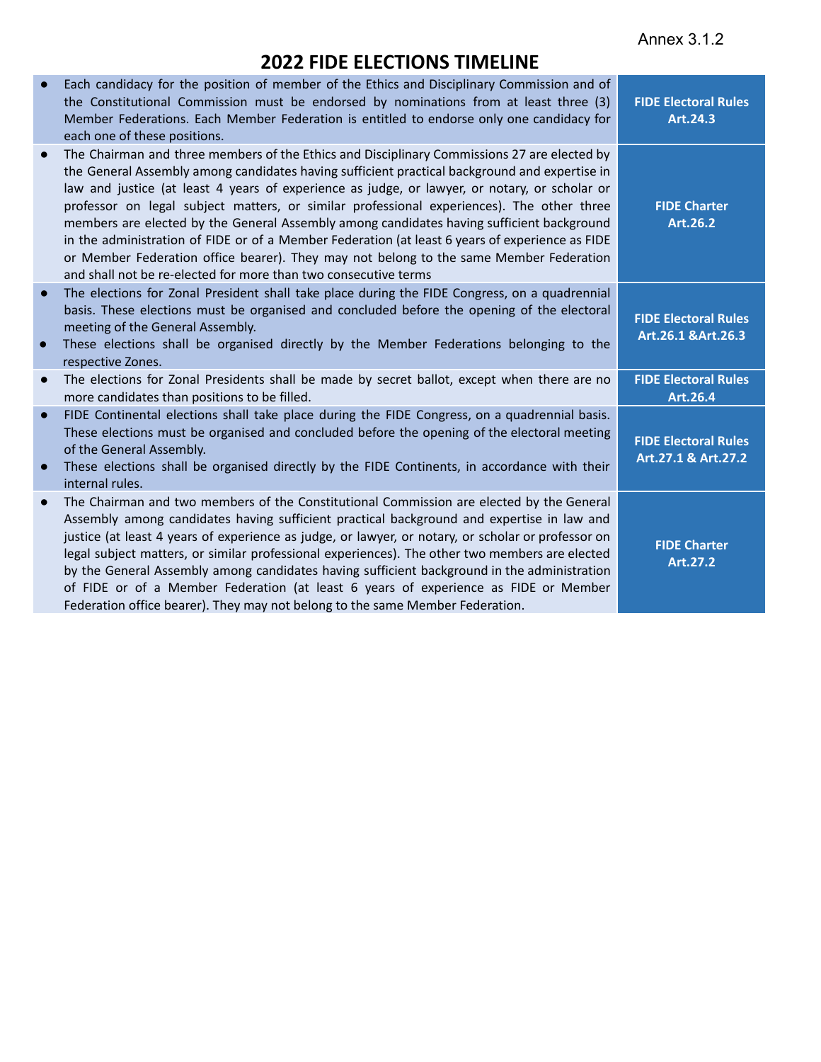Annex 3.1.2

# 2022 FIDE ELECTIONS TIMELINE

| | |
|---|---|
| ● Each candidacy for the position of member of the Ethics and Disciplinary Commission and of the Constitutional Commission must be endorsed by nominations from at least three (3) Member Federations. Each Member Federation is entitled to endorse only one candidacy for each one of these positions. | **FIDE Electoral Rules Art.24.3** |
| ● The Chairman and three members of the Ethics and Disciplinary Commissions 27 are elected by the General Assembly among candidates having sufficient practical background and expertise in law and justice (at least 4 years of experience as judge, or lawyer, or notary, or scholar or professor on legal subject matters, or similar professional experiences). The other three members are elected by the General Assembly among candidates having sufficient background in the administration of FIDE or of a Member Federation (at least 6 years of experience as FIDE or Member Federation office bearer). They may not belong to the same Member Federation and shall not be re-elected for more than two consecutive terms | **FIDE Charter Art.26.2** |
| ● The elections for Zonal President shall take place during the FIDE Congress, on a quadrennial basis. These elections must be organised and concluded before the opening of the electoral meeting of the General Assembly.<br>● These elections shall be organised directly by the Member Federations belonging to the respective Zones. | **FIDE Electoral Rules Art.26.1 &Art.26.3** |
| ● The elections for Zonal Presidents shall be made by secret ballot, except when there are no more candidates than positions to be filled. | **FIDE Electoral Rules Art.26.4** |
| ● FIDE Continental elections shall take place during the FIDE Congress, on a quadrennial basis. These elections must be organised and concluded before the opening of the electoral meeting of the General Assembly.<br>● These elections shall be organised directly by the FIDE Continents, in accordance with their internal rules. | **FIDE Electoral Rules Art.27.1 & Art.27.2** |
| ● The Chairman and two members of the Constitutional Commission are elected by the General Assembly among candidates having sufficient practical background and expertise in law and justice (at least 4 years of experience as judge, or lawyer, or notary, or scholar or professor on legal subject matters, or similar professional experiences). The other two members are elected by the General Assembly among candidates having sufficient background in the administration of FIDE or of a Member Federation (at least 6 years of experience as FIDE or Member Federation office bearer). They may not belong to the same Member Federation. | **FIDE Charter Art.27.2** |